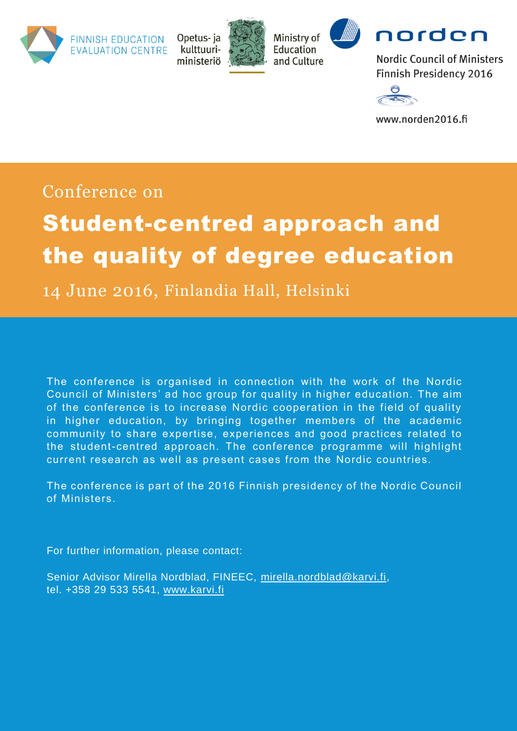FINNISH EDUCATION EVALUATION CENTRE

Opetus- ja kulttuuriministeriö

Ministry of Education and Culture

norden

Nordic Council of Ministers
Finnish Presidency 2016

www.norden2016.fi

Conference on

# Student-centred approach and the quality of degree education

14 June 2016, Finlandia Hall, Helsinki

The conference is organised in connection with the work of the Nordic Council of Ministers' ad hoc group for quality in higher education. The aim of the conference is to increase Nordic cooperation in the field of quality in higher education, by bringing together members of the academic community to share expertise, experiences and good practices related to the student-centred approach. The conference programme will highlight current research as well as present cases from the Nordic countries.

The conference is part of the 2016 Finnish presidency of the Nordic Council of Ministers.

For further information, please contact:

Senior Advisor Mirella Nordblad, FINEEC, mirella.nordblad@karvi.fi,
tel. +358 29 533 5541, www.karvi.fi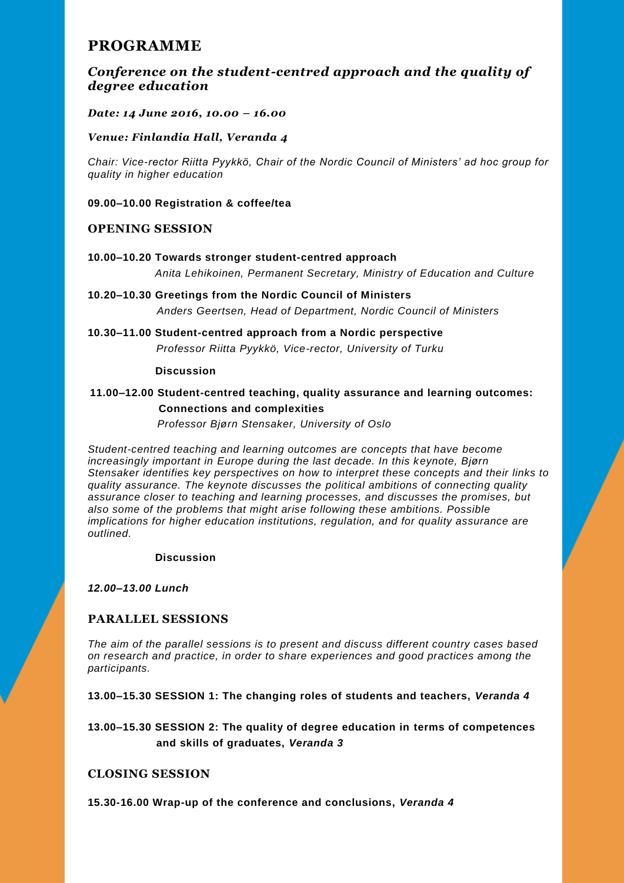# PROGRAMME

## *Conference on the student-centred approach and the quality of degree education*

***Date: 14 June 2016, 10.00 – 16.00***

***Venue: Finlandia Hall, Veranda 4***

*Chair: Vice-rector Riitta Pyykkö, Chair of the Nordic Council of Ministers' ad hoc group for quality in higher education*

**09.00–10.00 Registration & coffee/tea**

## OPENING SESSION

**10.00–10.20 Towards stronger student-centred approach**
*Anita Lehikoinen, Permanent Secretary, Ministry of Education and Culture*

**10.20–10.30 Greetings from the Nordic Council of Ministers**
*Anders Geertsen, Head of Department, Nordic Council of Ministers*

**10.30–11.00 Student-centred approach from a Nordic perspective**
*Professor Riitta Pyykkö, Vice-rector, University of Turku*

**Discussion**

**11.00–12.00 Student-centred teaching, quality assurance and learning outcomes: Connections and complexities**
*Professor Bjørn Stensaker, University of Oslo*

*Student-centred teaching and learning outcomes are concepts that have become increasingly important in Europe during the last decade. In this keynote, Bjørn Stensaker identifies key perspectives on how to interpret these concepts and their links to quality assurance. The keynote discusses the political ambitions of connecting quality assurance closer to teaching and learning processes, and discusses the promises, but also some of the problems that might arise following these ambitions. Possible implications for higher education institutions, regulation, and for quality assurance are outlined.*

**Discussion**

***12.00–13.00 Lunch***

## PARALLEL SESSIONS

*The aim of the parallel sessions is to present and discuss different country cases based on research and practice, in order to share experiences and good practices among the participants.*

**13.00–15.30 SESSION 1: The changing roles of students and teachers, *Veranda 4***

**13.00–15.30 SESSION 2: The quality of degree education in terms of competences and skills of graduates, *Veranda 3***

## CLOSING SESSION

**15.30-16.00 Wrap-up of the conference and conclusions, *Veranda 4***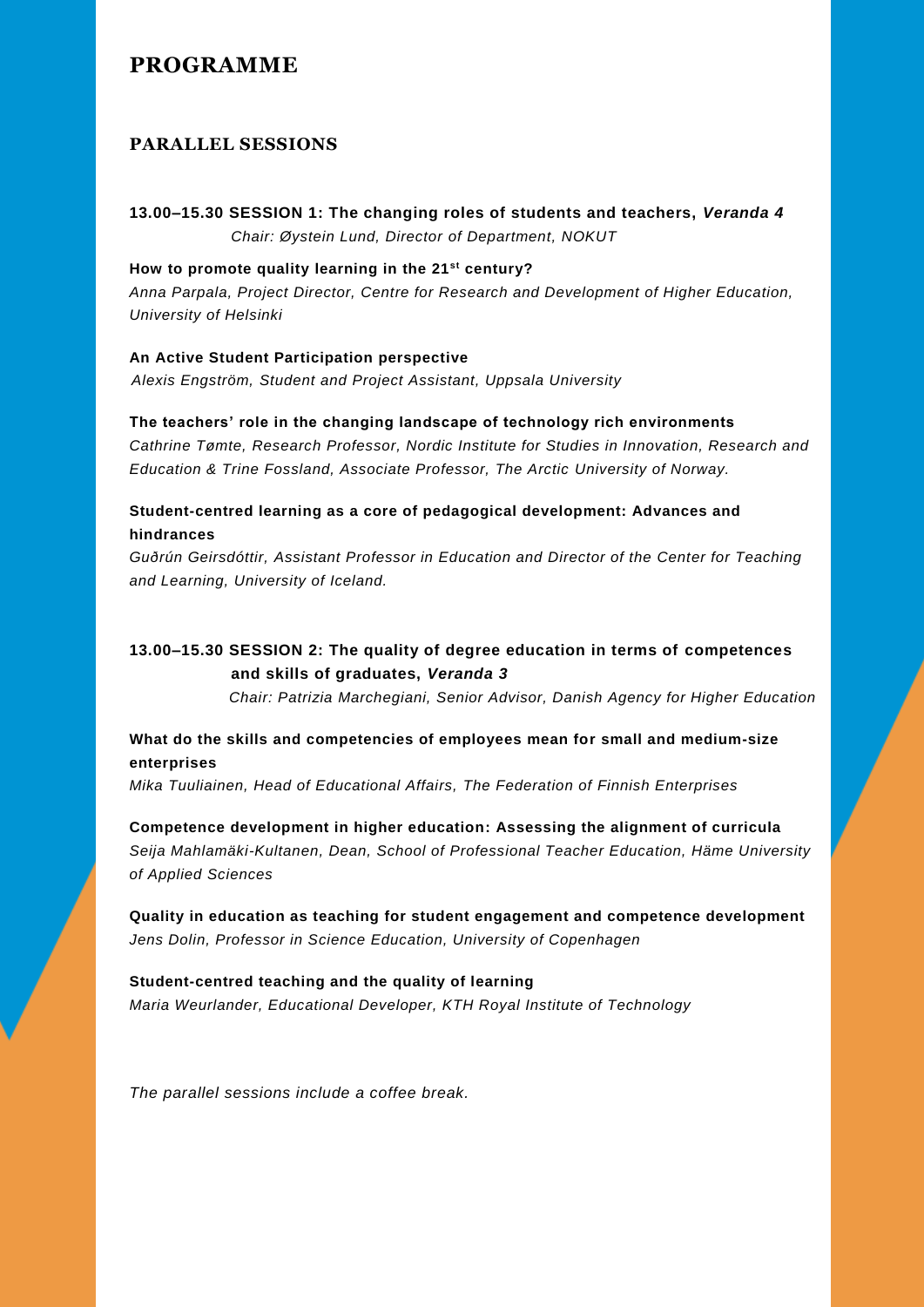# PROGRAMME

## PARALLEL SESSIONS

**13.00–15.30 SESSION 1: The changing roles of students and teachers, *Veranda 4***
*Chair: Øystein Lund, Director of Department, NOKUT*

**How to promote quality learning in the 21st century?**
*Anna Parpala, Project Director, Centre for Research and Development of Higher Education, University of Helsinki*

**An Active Student Participation perspective**
*Alexis Engström, Student and Project Assistant, Uppsala University*

**The teachers' role in the changing landscape of technology rich environments**
*Cathrine Tømte, Research Professor, Nordic Institute for Studies in Innovation, Research and Education & Trine Fossland, Associate Professor, The Arctic University of Norway.*

**Student-centred learning as a core of pedagogical development: Advances and hindrances**
*Guðrún Geirsdóttir, Assistant Professor in Education and Director of the Center for Teaching and Learning, University of Iceland.*

**13.00–15.30 SESSION 2: The quality of degree education in terms of competences and skills of graduates, *Veranda 3***
*Chair: Patrizia Marchegiani, Senior Advisor, Danish Agency for Higher Education*

**What do the skills and competencies of employees mean for small and medium-size enterprises**
*Mika Tuuliainen, Head of Educational Affairs, The Federation of Finnish Enterprises*

**Competence development in higher education: Assessing the alignment of curricula**
*Seija Mahlamäki-Kultanen, Dean, School of Professional Teacher Education, Häme University of Applied Sciences*

**Quality in education as teaching for student engagement and competence development**
*Jens Dolin, Professor in Science Education, University of Copenhagen*

**Student-centred teaching and the quality of learning**
*Maria Weurlander, Educational Developer, KTH Royal Institute of Technology*

*The parallel sessions include a coffee break.*